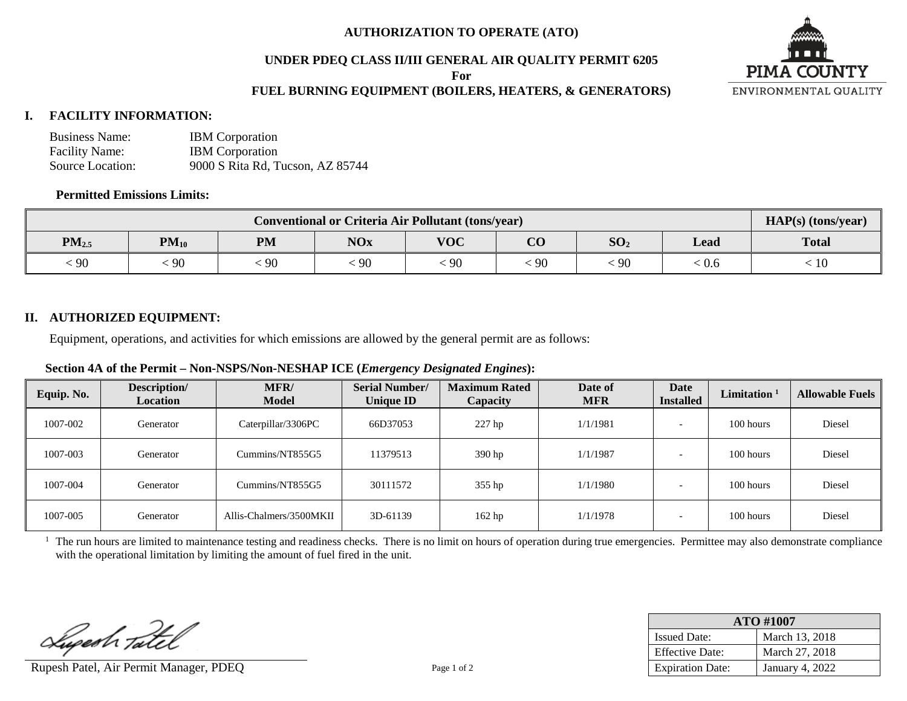# AUTHORIZATION TO OPERATE (ATO)

## UNDER PDEQ CLASS II/III GENERAL AIR QUALITY PERMIT 6205

**For**

## FUEL BURNING EQUIPMENT (BOILERS, HEATERS, & GENERATORS)

PIMA COUNTY
ENVIRONMENTAL QUALITY

### I. FACILITY INFORMATION:

Business Name: IBM Corporation
Facility Name: IBM Corporation
Source Location: 9000 S Rita Rd, Tucson, AZ 85744

**Permitted Emissions Limits:**

| Conventional or Criteria Air Pollutant (tons/year) | | | | | | | | HAP(s) (tons/year) |
|---|---|---|---|---|---|---|---|---|
| $PM_{2.5}$ | $PM_{10}$ | PM | NOx | VOC | CO | $SO_2$ | Lead | Total |
| < 90 | < 90 | < 90 | < 90 | < 90 | < 90 | < 90 | < 0.6 | < 10 |

### II. AUTHORIZED EQUIPMENT:

Equipment, operations, and activities for which emissions are allowed by the general permit are as follows:

**Section 4A of the Permit – Non-NSPS/Non-NESHAP ICE (*Emergency Designated Engines*):**

| Equip. No. | Description/ Location | MFR/ Model | Serial Number/ Unique ID | Maximum Rated Capacity | Date of MFR | Date Installed | Limitation [1] | Allowable Fuels |
|---|---|---|---|---|---|---|---|---|
| 1007-002 | Generator | Caterpillar/3306PC | 66D37053 | 227 hp | 1/1/1981 | - | 100 hours | Diesel |
| 1007-003 | Generator | Cummins/NT855G5 | 11379513 | 390 hp | 1/1/1987 | - | 100 hours | Diesel |
| 1007-004 | Generator | Cummins/NT855G5 | 30111572 | 355 hp | 1/1/1980 | - | 100 hours | Diesel |
| 1007-005 | Generator | Allis-Chalmers/3500MKII | 3D-61139 | 162 hp | 1/1/1978 | - | 100 hours | Diesel |

[1] The run hours are limited to maintenance testing and readiness checks. There is no limit on hours of operation during true emergencies. Permittee may also demonstrate compliance with the operational limitation by limiting the amount of fuel fired in the unit.

Rupesh Patel, Air Permit Manager, PDEQ

| ATO #1007 | |
|---|---|
| Issued Date: | March 13, 2018 |
| Effective Date: | March 27, 2018 |
| Expiration Date: | January 4, 2022 |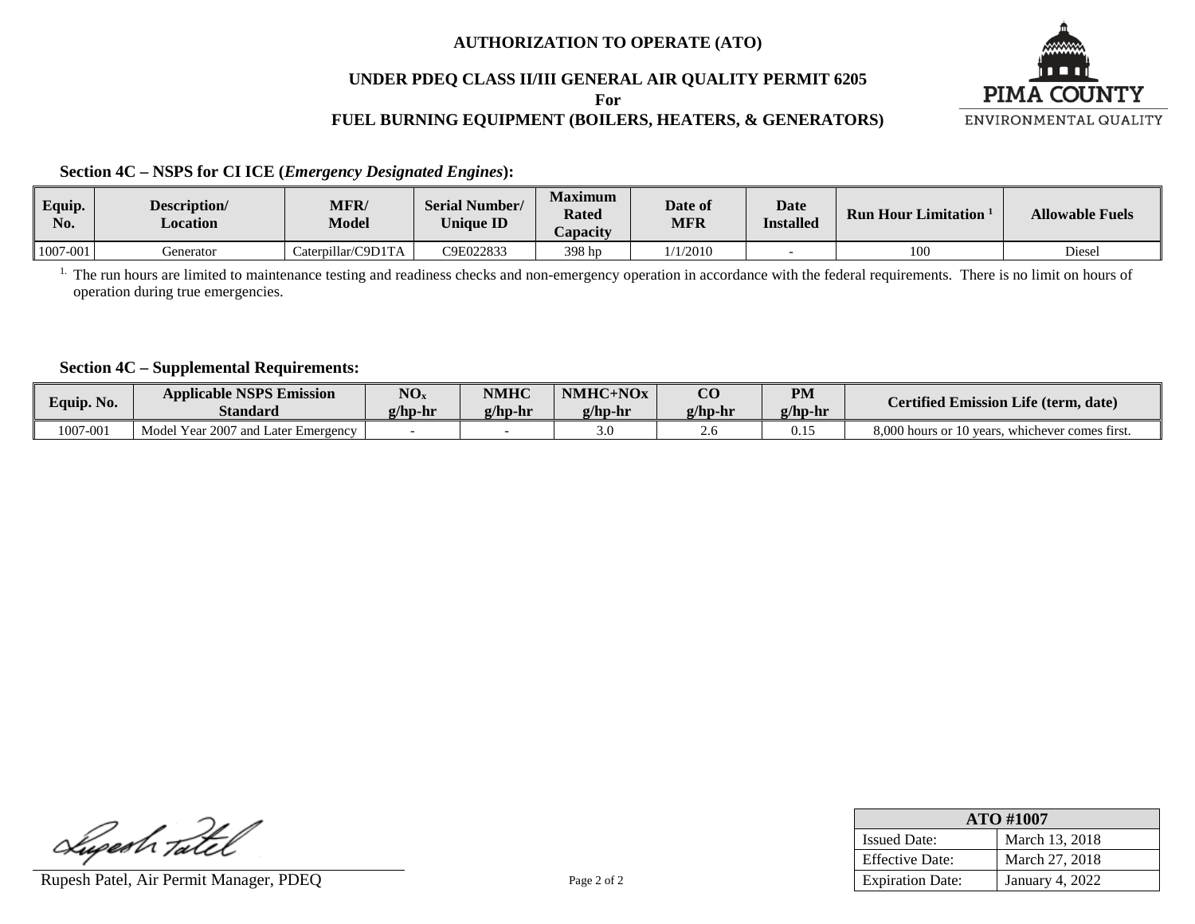**AUTHORIZATION TO OPERATE (ATO)**

**UNDER PDEQ CLASS II/III GENERAL AIR QUALITY PERMIT 6205**

**For**

**FUEL BURNING EQUIPMENT (BOILERS, HEATERS, & GENERATORS)**

PIMA COUNTY
ENVIRONMENTAL QUALITY

**Section 4C – NSPS for CI ICE (*Emergency Designated Engines*):**

| Equip. No. | Description/ Location | MFR/ Model | Serial Number/ Unique ID | Maximum Rated Capacity | Date of MFR | Date Installed | Run Hour Limitation [1] | Allowable Fuels |
|---|---|---|---|---|---|---|---|---|
| 1007-001 | Generator | Caterpillar/C9D1TA | C9E022833 | 398 hp | 1/1/2010 | - | 100 | Diesel |

[1] The run hours are limited to maintenance testing and readiness checks and non-emergency operation in accordance with the federal requirements. There is no limit on hours of operation during true emergencies.

**Section 4C – Supplemental Requirements:**

| Equip. No. | Applicable NSPS Emission Standard | $NO_x$ g/hp-hr | NMHC g/hp-hr | NMHC+NOx g/hp-hr | CO g/hp-hr | PM g/hp-hr | Certified Emission Life (term, date) |
|---|---|---|---|---|---|---|---|
| 1007-001 | Model Year 2007 and Later Emergency | - | - | 3.0 | 2.6 | 0.15 | 8,000 hours or 10 years, whichever comes first. |

Rupesh Patel, Air Permit Manager, PDEQ

| ATO #1007 | |
|---|---|
| Issued Date: | March 13, 2018 |
| Effective Date: | March 27, 2018 |
| Expiration Date: | January 4, 2022 |